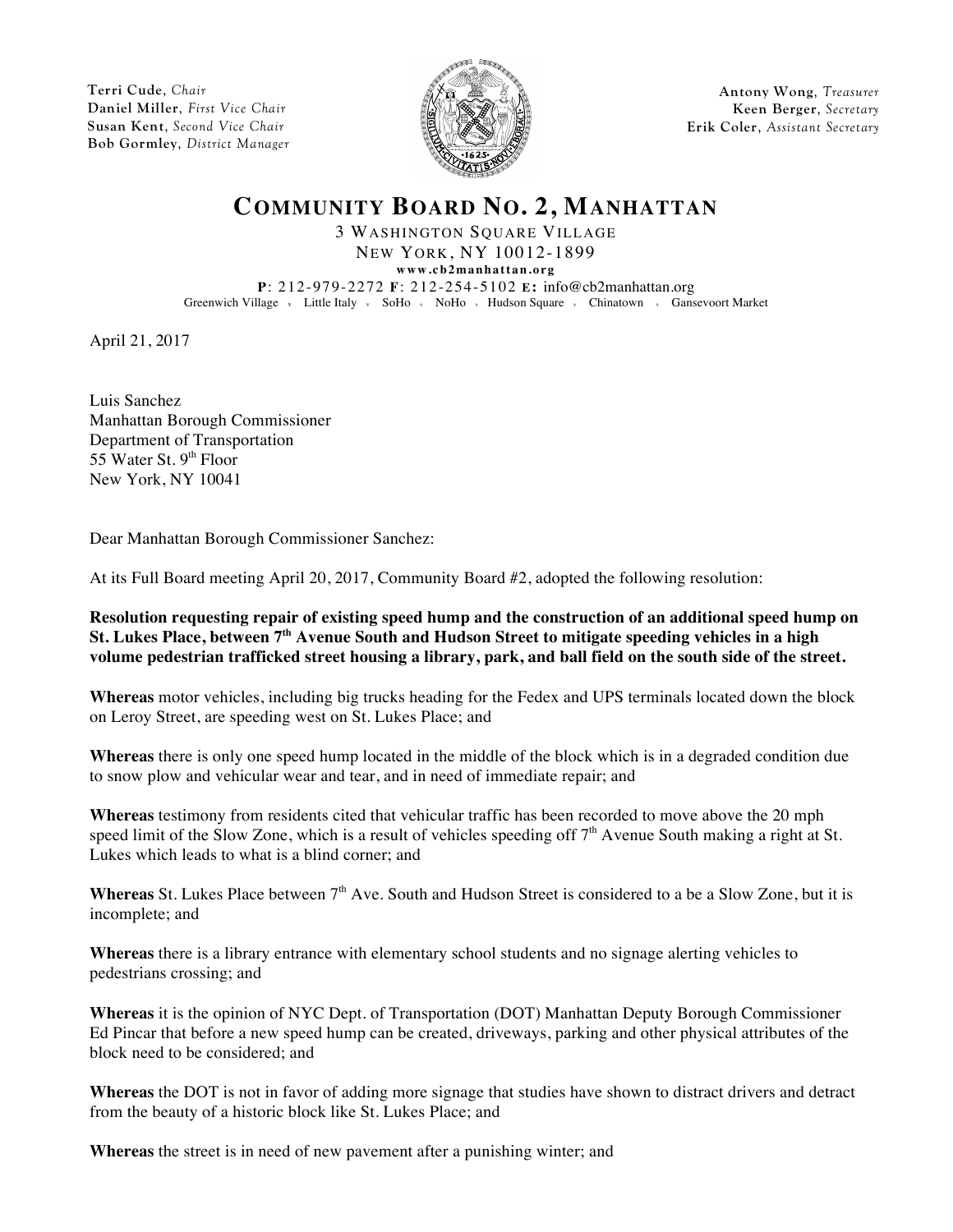**Terri Cude**, *Chair*
**Daniel Miller**, *First Vice Chair*
**Susan Kent**, *Second Vice Chair*
**Bob Gormley**, *District Manager*

**Antony Wong**, *Treasurer*
**Keen Berger**, *Secretary*
**Erik Coler**, *Assistant Secretary*

# COMMUNITY BOARD NO. 2, MANHATTAN

3 WASHINGTON SQUARE VILLAGE
NEW YORK, NY 10012-1899
**www.cb2manhattan.org**
**P**: 212-979-2272 **F**: 212-254-5102 **E:** info@cb2manhattan.org
Greenwich Village v Little Italy v SoHo v NoHo v Hudson Square v Chinatown v Gansevoort Market

April 21, 2017

Luis Sanchez
Manhattan Borough Commissioner
Department of Transportation
55 Water St. 9th Floor
New York, NY 10041

Dear Manhattan Borough Commissioner Sanchez:

At its Full Board meeting April 20, 2017, Community Board #2, adopted the following resolution:

**Resolution requesting repair of existing speed hump and the construction of an additional speed hump on St. Lukes Place, between 7th Avenue South and Hudson Street to mitigate speeding vehicles in a high volume pedestrian trafficked street housing a library, park, and ball field on the south side of the street.**

**Whereas** motor vehicles, including big trucks heading for the Fedex and UPS terminals located down the block on Leroy Street, are speeding west on St. Lukes Place; and

**Whereas** there is only one speed hump located in the middle of the block which is in a degraded condition due to snow plow and vehicular wear and tear, and in need of immediate repair; and

**Whereas** testimony from residents cited that vehicular traffic has been recorded to move above the 20 mph speed limit of the Slow Zone, which is a result of vehicles speeding off 7th Avenue South making a right at St. Lukes which leads to what is a blind corner; and

**Whereas** St. Lukes Place between 7th Ave. South and Hudson Street is considered to a be a Slow Zone, but it is incomplete; and

**Whereas** there is a library entrance with elementary school students and no signage alerting vehicles to pedestrians crossing; and

**Whereas** it is the opinion of NYC Dept. of Transportation (DOT) Manhattan Deputy Borough Commissioner Ed Pincar that before a new speed hump can be created, driveways, parking and other physical attributes of the block need to be considered; and

**Whereas** the DOT is not in favor of adding more signage that studies have shown to distract drivers and detract from the beauty of a historic block like St. Lukes Place; and

**Whereas** the street is in need of new pavement after a punishing winter; and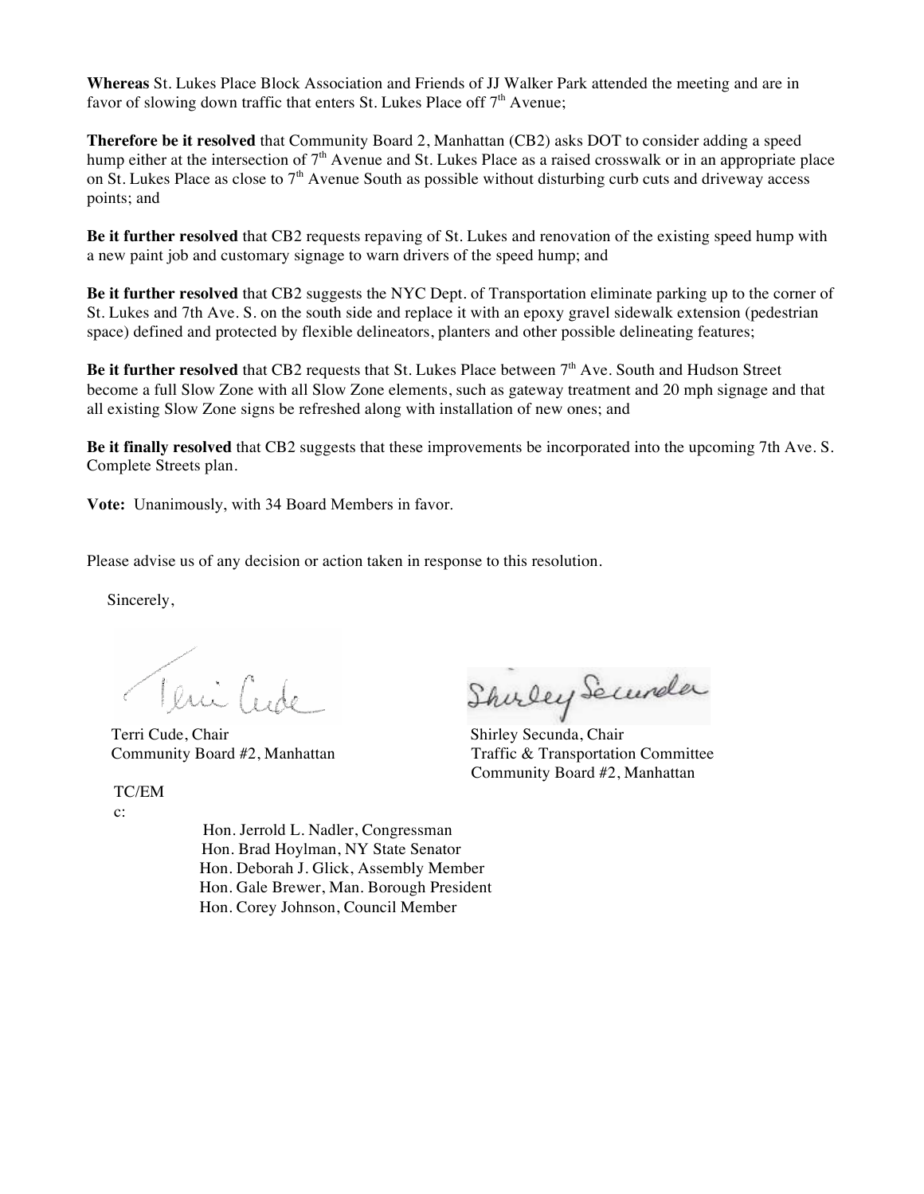**Whereas** St. Lukes Place Block Association and Friends of JJ Walker Park attended the meeting and are in favor of slowing down traffic that enters St. Lukes Place off 7th Avenue;

**Therefore be it resolved** that Community Board 2, Manhattan (CB2) asks DOT to consider adding a speed hump either at the intersection of 7th Avenue and St. Lukes Place as a raised crosswalk or in an appropriate place on St. Lukes Place as close to 7th Avenue South as possible without disturbing curb cuts and driveway access points; and

**Be it further resolved** that CB2 requests repaving of St. Lukes and renovation of the existing speed hump with a new paint job and customary signage to warn drivers of the speed hump; and

**Be it further resolved** that CB2 suggests the NYC Dept. of Transportation eliminate parking up to the corner of St. Lukes and 7th Ave. S. on the south side and replace it with an epoxy gravel sidewalk extension (pedestrian space) defined and protected by flexible delineators, planters and other possible delineating features;

**Be it further resolved** that CB2 requests that St. Lukes Place between 7th Ave. South and Hudson Street become a full Slow Zone with all Slow Zone elements, such as gateway treatment and 20 mph signage and that all existing Slow Zone signs be refreshed along with installation of new ones; and

**Be it finally resolved** that CB2 suggests that these improvements be incorporated into the upcoming 7th Ave. S. Complete Streets plan.

**Vote:** Unanimously, with 34 Board Members in favor.

Please advise us of any decision or action taken in response to this resolution.

Sincerely,

Terri Cude, Chair
Community Board #2, Manhattan

Shirley Secunda, Chair
Traffic & Transportation Committee
Community Board #2, Manhattan

TC/EM

c:

Hon. Jerrold L. Nadler, Congressman
Hon. Brad Hoylman, NY State Senator
Hon. Deborah J. Glick, Assembly Member
Hon. Gale Brewer, Man. Borough President
Hon. Corey Johnson, Council Member